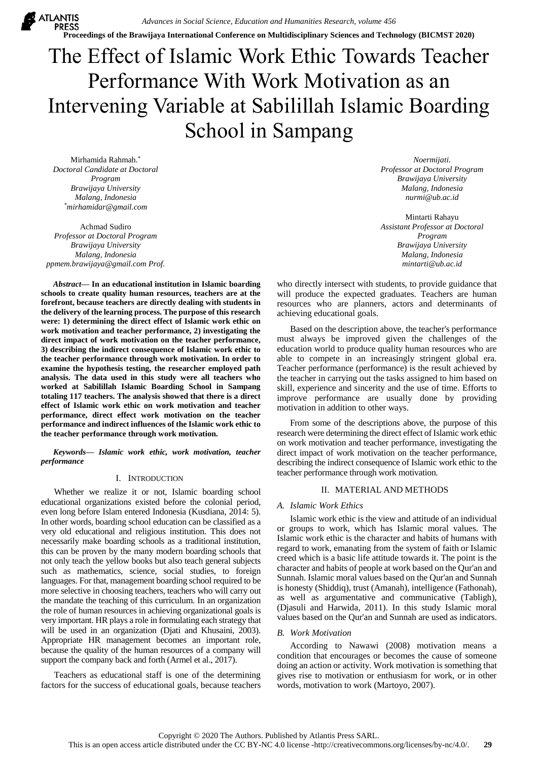# The Effect of Islamic Work Ethic Towards Teacher Performance With Work Motivation as an Intervening Variable at Sabilillah Islamic Boarding School in Sampang

Mirhamida Rahmah.*
*Doctoral Candidate at Doctoral Program*
*Brawijaya University*
*Malang, Indonesia*
*mirhamidar@gmail.com*

Achmad Sudiro
*Professor at Doctoral Program*
*Brawijaya University*
*Malang, Indonesia*
*ppmem.brawijaya@gmail.com Prof.*

*Noermijati.*
*Professor at Doctoral Program*
*Brawijaya University*
*Malang, Indonesia*
*nurmi@ub.ac.id*

Mintarti Rahayu
*Assistant Professor at Doctoral Program*
*Brawijaya University*
*Malang, Indonesia*
*mintarti@ub.ac.id*

***Abstract*— In an educational institution in Islamic boarding schools to create quality human resources, teachers are at the forefront, because teachers are directly dealing with students in the delivery of the learning process. The purpose of this research were: 1) determining the direct effect of Islamic work ethic on work motivation and teacher performance, 2) investigating the direct impact of work motivation on the teacher performance, 3) describing the indirect consequence of Islamic work ethic to the teacher performance through work motivation. In order to examine the hypothesis testing, the researcher employed path analysis. The data used in this study were all teachers who worked at Sabilillah Islamic Boarding School in Sampang totaling 117 teachers. The analysis showed that there is a direct effect of Islamic work ethic on work motivation and teacher performance, direct effect work motivation on the teacher performance and indirect influences of the Islamic work ethic to the teacher performance through work motivation.**

***Keywords*— *Islamic work ethic, work motivation, teacher performance***

## I. Introduction

Whether we realize it or not, Islamic boarding school educational organizations existed before the colonial period, even long before Islam entered Indonesia (Kusdiana, 2014: 5). In other words, boarding school education can be classified as a very old educational and religious institution. This does not necessarily make boarding schools as a traditional institution, this can be proven by the many modern boarding schools that not only teach the yellow books but also teach general subjects such as mathematics, science, social studies, to foreign languages. For that, management boarding school required to be more selective in choosing teachers, teachers who will carry out the mandate the teaching of this curriculum. In an organization the role of human resources in achieving organizational goals is very important. HR plays a role in formulating each strategy that will be used in an organization (Djati and Khusaini, 2003). Appropriate HR management becomes an important role, because the quality of the human resources of a company will support the company back and forth (Armel et al., 2017).

Teachers as educational staff is one of the determining factors for the success of educational goals, because teachers who directly intersect with students, to provide guidance that will produce the expected graduates. Teachers are human resources who are planners, actors and determinants of achieving educational goals.

Based on the description above, the teacher's performance must always be improved given the challenges of the education world to produce quality human resources who are able to compete in an increasingly stringent global era. Teacher performance (performance) is the result achieved by the teacher in carrying out the tasks assigned to him based on skill, experience and sincerity and the use of time. Efforts to improve performance are usually done by providing motivation in addition to other ways.

From some of the descriptions above, the purpose of this research were determining the direct effect of Islamic work ethic on work motivation and teacher performance, investigating the direct impact of work motivation on the teacher performance, describing the indirect consequence of Islamic work ethic to the teacher performance through work motivation.

## II. Material and Methods

### *A. Islamic Work Ethics*

Islamic work ethic is the view and attitude of an individual or groups to work, which has Islamic moral values. The Islamic work ethic is the character and habits of humans with regard to work, emanating from the system of faith or Islamic creed which is a basic life attitude towards it. The point is the character and habits of people at work based on the Qur'an and Sunnah. Islamic moral values based on the Qur'an and Sunnah is honesty (Shiddiq), trust (Amanah), intelligence (Fathonah), as well as argumentative and communicative (Tabligh), (Djasuli and Harwida, 2011). In this study Islamic moral values based on the Qur'an and Sunnah are used as indicators.

### *B. Work Motivation*

According to Nawawi (2008) motivation means a condition that encourages or becomes the cause of someone doing an action or activity. Work motivation is something that gives rise to motivation or enthusiasm for work, or in other words, motivation to work (Martoyo, 2007).

Copyright © 2020 The Authors. Published by Atlantis Press SARL.
This is an open access article distributed under the CC BY-NC 4.0 license -http://creativecommons.org/licenses/by-nc/4.0/.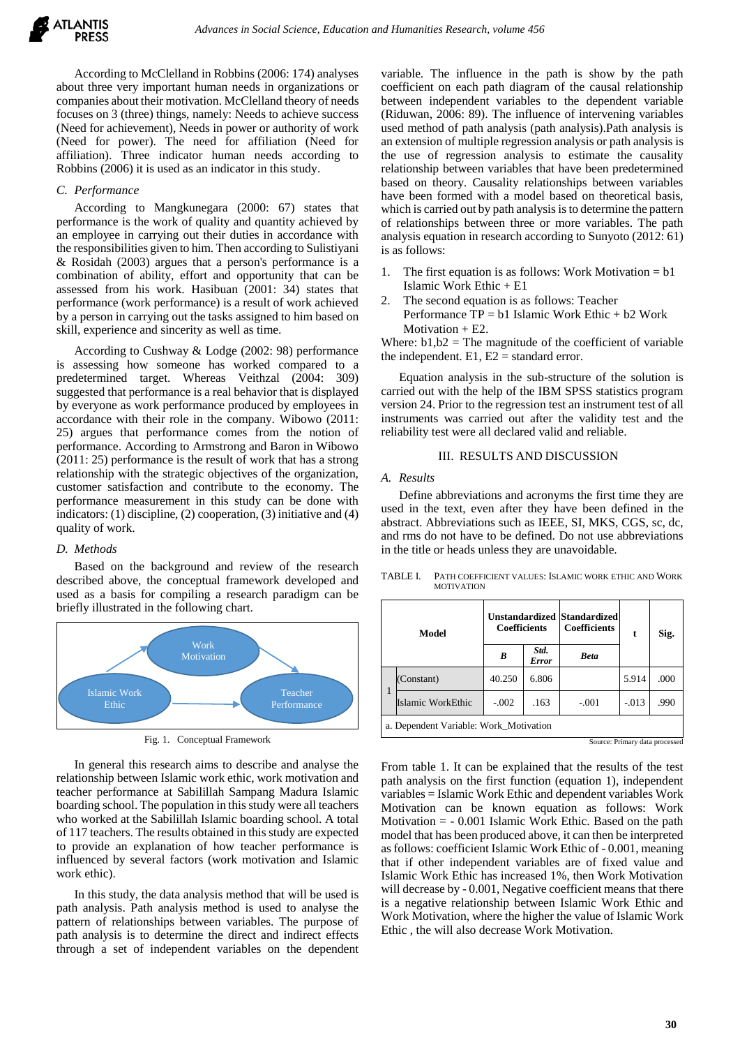According to McClelland in Robbins (2006: 174) analyses about three very important human needs in organizations or companies about their motivation. McClelland theory of needs focuses on 3 (three) things, namely: Needs to achieve success (Need for achievement), Needs in power or authority of work (Need for power). The need for affiliation (Need for affiliation). Three indicator human needs according to Robbins (2006) it is used as an indicator in this study.

### *C. Performance*

According to Mangkunegara (2000: 67) states that performance is the work of quality and quantity achieved by an employee in carrying out their duties in accordance with the responsibilities given to him. Then according to Sulistiyani & Rosidah (2003) argues that a person's performance is a combination of ability, effort and opportunity that can be assessed from his work. Hasibuan (2001: 34) states that performance (work performance) is a result of work achieved by a person in carrying out the tasks assigned to him based on skill, experience and sincerity as well as time.

According to Cushway & Lodge (2002: 98) performance is assessing how someone has worked compared to a predetermined target. Whereas Veithzal (2004: 309) suggested that performance is a real behavior that is displayed by everyone as work performance produced by employees in accordance with their role in the company. Wibowo (2011: 25) argues that performance comes from the notion of performance. According to Armstrong and Baron in Wibowo (2011: 25) performance is the result of work that has a strong relationship with the strategic objectives of the organization, customer satisfaction and contribute to the economy. The performance measurement in this study can be done with indicators: (1) discipline, (2) cooperation, (3) initiative and (4) quality of work.

### *D. Methods*

Based on the background and review of the research described above, the conceptual framework developed and used as a basis for compiling a research paradigm can be briefly illustrated in the following chart.

Work Motivation

Islamic Work Ethic

Teacher Performance

Fig. 1. Conceptual Framework

In general this research aims to describe and analyse the relationship between Islamic work ethic, work motivation and teacher performance at Sabilillah Sampang Madura Islamic boarding school. The population in this study were all teachers who worked at the Sabilillah Islamic boarding school. A total of 117 teachers. The results obtained in this study are expected to provide an explanation of how teacher performance is influenced by several factors (work motivation and Islamic work ethic).

In this study, the data analysis method that will be used is path analysis. Path analysis method is used to analyse the pattern of relationships between variables. The purpose of path analysis is to determine the direct and indirect effects through a set of independent variables on the dependent variable. The influence in the path is show by the path coefficient on each path diagram of the causal relationship between independent variables to the dependent variable (Riduwan, 2006: 89). The influence of intervening variables used method of path analysis (path analysis).Path analysis is an extension of multiple regression analysis or path analysis is the use of regression analysis to estimate the causality relationship between variables that have been predetermined based on theory. Causality relationships between variables have been formed with a model based on theoretical basis, which is carried out by path analysis is to determine the pattern of relationships between three or more variables. The path analysis equation in research according to Sunyoto (2012: 61) is as follows:

1. The first equation is as follows: Work Motivation = b1 Islamic Work Ethic + E1
2. The second equation is as follows: Teacher Performance TP = b1 Islamic Work Ethic + b2 Work Motivation + E2.

Where: b1,b2 = The magnitude of the coefficient of variable the independent. E1, E2 = standard error.

Equation analysis in the sub-structure of the solution is carried out with the help of the IBM SPSS statistics program version 24. Prior to the regression test an instrument test of all instruments was carried out after the validity test and the reliability test were all declared valid and reliable.

## III. RESULTS AND DISCUSSION

### *A. Results*

Define abbreviations and acronyms the first time they are used in the text, even after they have been defined in the abstract. Abbreviations such as IEEE, SI, MKS, CGS, sc, dc, and rms do not have to be defined. Do not use abbreviations in the title or heads unless they are unavoidable.

TABLE I. PATH COEFFICIENT VALUES: ISLAMIC WORK ETHIC AND WORK MOTIVATION

| Model | | Unstandardized Coefficients | | Standardized Coefficients | t | Sig. |
|---|---|---|---|---|---|---|
| | | B | Std. Error | Beta | | |
| 1 | (Constant) | 40.250 | 6.806 | | 5.914 | .000 |
| | Islamic WorkEthic | -.002 | .163 | -.001 | -.013 | .990 |
| a. Dependent Variable: Work_Motivation | | | | | | |

Source: Primary data processed

From table 1. It can be explained that the results of the test path analysis on the first function (equation 1), independent variables = Islamic Work Ethic and dependent variables Work Motivation can be known equation as follows: Work Motivation = - 0.001 Islamic Work Ethic. Based on the path model that has been produced above, it can then be interpreted as follows: coefficient Islamic Work Ethic of - 0.001, meaning that if other independent variables are of fixed value and Islamic Work Ethic has increased 1%, then Work Motivation will decrease by - 0.001, Negative coefficient means that there is a negative relationship between Islamic Work Ethic and Work Motivation, where the higher the value of Islamic Work Ethic , the will also decrease Work Motivation.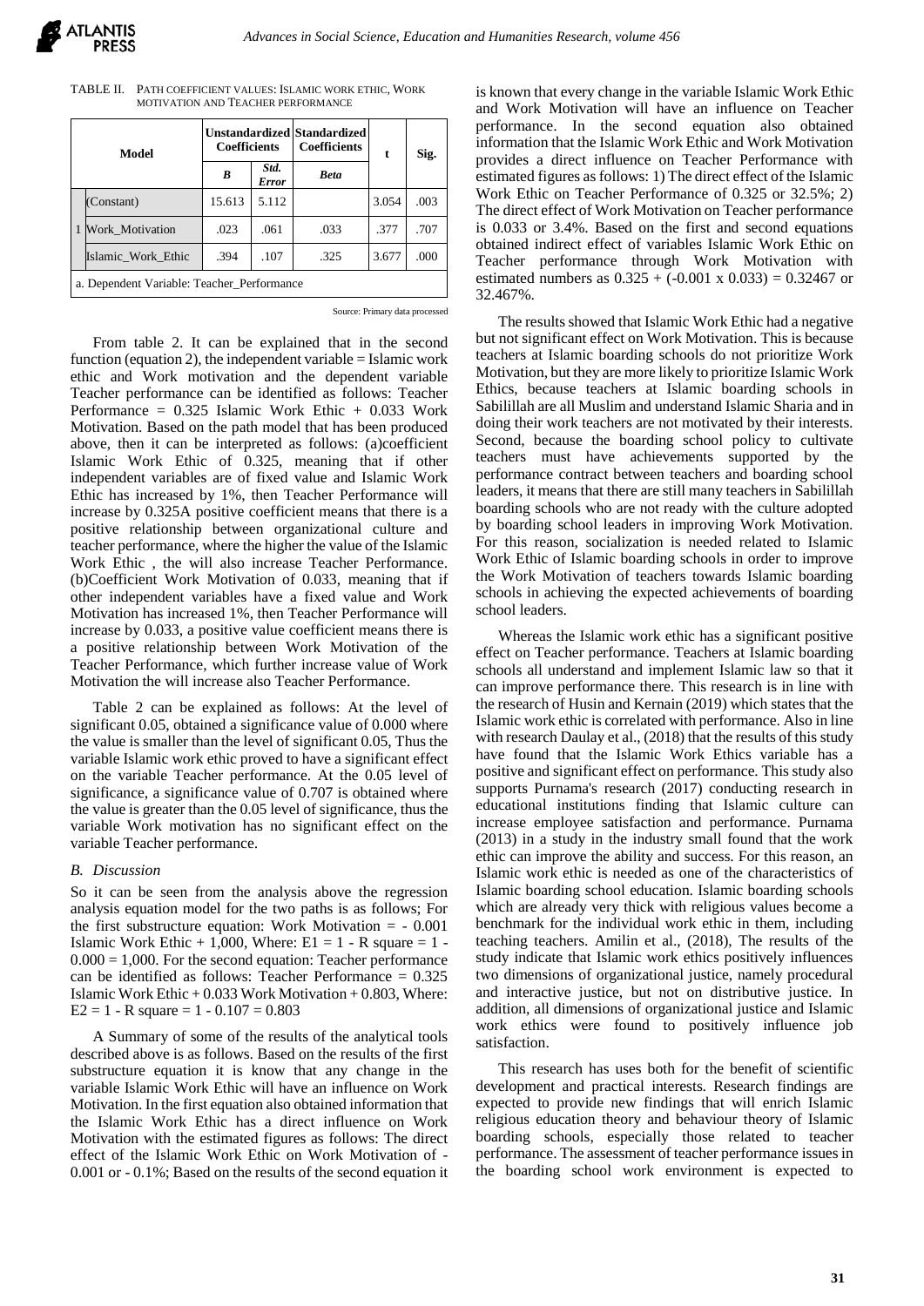TABLE II. PATH COEFFICIENT VALUES: ISLAMIC WORK ETHIC, WORK MOTIVATION AND TEACHER PERFORMANCE

| Model | | Unstandardized Coefficients | | Standardized Coefficients | t | Sig. |
|---|---|---|---|---|---|---|
| | | *B* | *Std. Error* | *Beta* | | |
| 1 | (Constant) | 15.613 | 5.112 | | 3.054 | .003 |
| | Work_Motivation | .023 | .061 | .033 | .377 | .707 |
| | Islamic_Work_Ethic | .394 | .107 | .325 | 3.677 | .000 |

a. Dependent Variable: Teacher_Performance

Source: Primary data processed

From table 2. It can be explained that in the second function (equation 2), the independent variable = Islamic work ethic and Work motivation and the dependent variable Teacher performance can be identified as follows: Teacher Performance = 0.325 Islamic Work Ethic + 0.033 Work Motivation. Based on the path model that has been produced above, then it can be interpreted as follows: (a)coefficient Islamic Work Ethic of 0.325, meaning that if other independent variables are of fixed value and Islamic Work Ethic has increased by 1%, then Teacher Performance will increase by 0.325A positive coefficient means that there is a positive relationship between organizational culture and teacher performance, where the higher the value of the Islamic Work Ethic , the will also increase Teacher Performance. (b)Coefficient Work Motivation of 0.033, meaning that if other independent variables have a fixed value and Work Motivation has increased 1%, then Teacher Performance will increase by 0.033, a positive value coefficient means there is a positive relationship between Work Motivation of the Teacher Performance, which further increase value of Work Motivation the will increase also Teacher Performance.

Table 2 can be explained as follows: At the level of significant 0.05, obtained a significance value of 0.000 where the value is smaller than the level of significant 0.05, Thus the variable Islamic work ethic proved to have a significant effect on the variable Teacher performance. At the 0.05 level of significance, a significance value of 0.707 is obtained where the value is greater than the 0.05 level of significance, thus the variable Work motivation has no significant effect on the variable Teacher performance.

### *B. Discussion*

So it can be seen from the analysis above the regression analysis equation model for the two paths is as follows; For the first substructure equation: Work Motivation = - 0.001 Islamic Work Ethic + 1,000, Where: E1 = 1 - R square = 1 - 0.000 = 1,000. For the second equation: Teacher performance can be identified as follows: Teacher Performance = 0.325 Islamic Work Ethic + 0.033 Work Motivation + 0.803, Where: E2 = 1 - R square = 1 - 0.107 = 0.803

A Summary of some of the results of the analytical tools described above is as follows. Based on the results of the first substructure equation it is know that any change in the variable Islamic Work Ethic will have an influence on Work Motivation. In the first equation also obtained information that the Islamic Work Ethic has a direct influence on Work Motivation with the estimated figures as follows: The direct effect of the Islamic Work Ethic on Work Motivation of - 0.001 or - 0.1%; Based on the results of the second equation it is known that every change in the variable Islamic Work Ethic and Work Motivation will have an influence on Teacher performance. In the second equation also obtained information that the Islamic Work Ethic and Work Motivation provides a direct influence on Teacher Performance with estimated figures as follows: 1) The direct effect of the Islamic Work Ethic on Teacher Performance of 0.325 or 32.5%; 2) The direct effect of Work Motivation on Teacher performance is 0.033 or 3.4%. Based on the first and second equations obtained indirect effect of variables Islamic Work Ethic on Teacher performance through Work Motivation with estimated numbers as 0.325 + (-0.001 x 0.033) = 0.32467 or 32.467%.

The results showed that Islamic Work Ethic had a negative but not significant effect on Work Motivation. This is because teachers at Islamic boarding schools do not prioritize Work Motivation, but they are more likely to prioritize Islamic Work Ethics, because teachers at Islamic boarding schools in Sabilillah are all Muslim and understand Islamic Sharia and in doing their work teachers are not motivated by their interests. Second, because the boarding school policy to cultivate teachers must have achievements supported by the performance contract between teachers and boarding school leaders, it means that there are still many teachers in Sabilillah boarding schools who are not ready with the culture adopted by boarding school leaders in improving Work Motivation. For this reason, socialization is needed related to Islamic Work Ethic of Islamic boarding schools in order to improve the Work Motivation of teachers towards Islamic boarding schools in achieving the expected achievements of boarding school leaders.

Whereas the Islamic work ethic has a significant positive effect on Teacher performance. Teachers at Islamic boarding schools all understand and implement Islamic law so that it can improve performance there. This research is in line with the research of Husin and Kernain (2019) which states that the Islamic work ethic is correlated with performance. Also in line with research Daulay et al., (2018) that the results of this study have found that the Islamic Work Ethics variable has a positive and significant effect on performance. This study also supports Purnama's research (2017) conducting research in educational institutions finding that Islamic culture can increase employee satisfaction and performance. Purnama (2013) in a study in the industry small found that the work ethic can improve the ability and success. For this reason, an Islamic work ethic is needed as one of the characteristics of Islamic boarding school education. Islamic boarding schools which are already very thick with religious values become a benchmark for the individual work ethic in them, including teaching teachers. Amilin et al., (2018), The results of the study indicate that Islamic work ethics positively influences two dimensions of organizational justice, namely procedural and interactive justice, but not on distributive justice. In addition, all dimensions of organizational justice and Islamic work ethics were found to positively influence job satisfaction.

This research has uses both for the benefit of scientific development and practical interests. Research findings are expected to provide new findings that will enrich Islamic religious education theory and behaviour theory of Islamic boarding schools, especially those related to teacher performance. The assessment of teacher performance issues in the boarding school work environment is expected to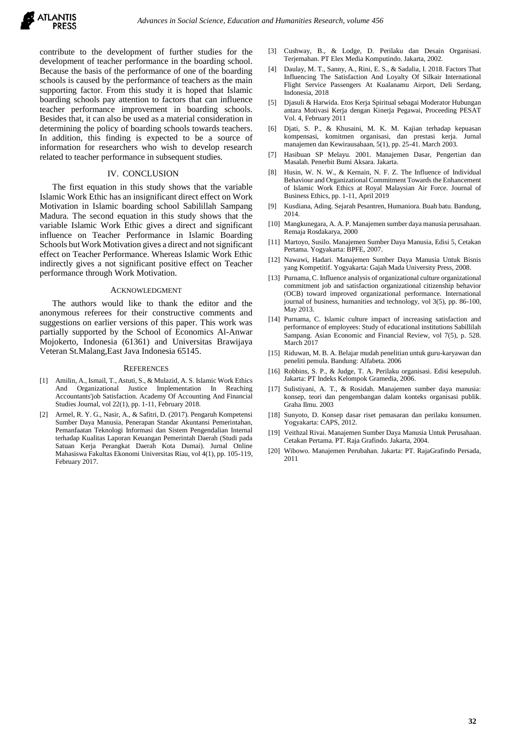contribute to the development of further studies for the development of teacher performance in the boarding school. Because the basis of the performance of one of the boarding schools is caused by the performance of teachers as the main supporting factor. From this study it is hoped that Islamic boarding schools pay attention to factors that can influence teacher performance improvement in boarding schools. Besides that, it can also be used as a material consideration in determining the policy of boarding schools towards teachers. In addition, this finding is expected to be a source of information for researchers who wish to develop research related to teacher performance in subsequent studies.

## IV. CONCLUSION

The first equation in this study shows that the variable Islamic Work Ethic has an insignificant direct effect on Work Motivation in Islamic boarding school Sabilillah Sampang Madura. The second equation in this study shows that the variable Islamic Work Ethic gives a direct and significant influence on Teacher Performance in Islamic Boarding Schools but Work Motivation gives a direct and not significant effect on Teacher Performance. Whereas Islamic Work Ethic indirectly gives a not significant positive effect on Teacher performance through Work Motivation.

## ACKNOWLEDGMENT

The authors would like to thank the editor and the anonymous referees for their constructive comments and suggestions on earlier versions of this paper. This work was partially supported by the School of Economics Al-Anwar Mojokerto, Indonesia (61361) and Universitas Brawijaya Veteran St.Malang,East Java Indonesia 65145.

## REFERENCES

[1] Amilin, A., Ismail, T., Astuti, S., & Mulazid, A. S. Islamic Work Ethics And Organizational Justice Implementation In Reaching Accountants'job Satisfaction. Academy Of Accounting And Financial Studies Journal, vol 22(1), pp. 1-11, February 2018.

[2] Armel, R. Y. G., Nasir, A., & Safitri, D. (2017). Pengaruh Kompetensi Sumber Daya Manusia, Penerapan Standar Akuntansi Pemerintahan, Pemanfaatan Teknologi Informasi dan Sistem Pengendalian Internal terhadap Kualitas Laporan Keuangan Pemerintah Daerah (Studi pada Satuan Kerja Perangkat Daerah Kota Dumai). Jurnal Online Mahasiswa Fakultas Ekonomi Universitas Riau, vol 4(1), pp. 105-119, February 2017.

[3] Cushway, B., & Lodge, D. Perilaku dan Desain Organisasi. Terjemahan. PT Elex Media Komputindo. Jakarta, 2002.

[4] Daulay, M. T., Sanny, A., Rini, E. S., & Sadalia, I. 2018. Factors That Influencing The Satisfaction And Loyalty Of Silkair International Flight Service Passengers At Kualanamu Airport, Deli Serdang, Indonesia, 2018

[5] Djasuli & Harwida. Etos Kerja Spiritual sebagai Moderator Hubungan antara Motivasi Kerja dengan Kinerja Pegawai, Proceeding PESAT Vol. 4, February 2011

[6] Djati, S. P., & Khusaini, M. K. M. Kajian terhadap kepuasan kompensasi, komitmen organisasi, dan prestasi kerja. Jurnal manajemen dan Kewirausahaan, 5(1), pp. 25-41. March 2003.

[7] Hasibuan SP Melayu. 2001. Manajemen Dasar, Pengertian dan Masalah. Penerbit Bumi Aksara. Jakarta.

[8] Husin, W. N. W., & Kernain, N. F. Z. The Influence of Individual Behaviour and Organizational Commitment Towards the Enhancement of Islamic Work Ethics at Royal Malaysian Air Force. Journal of Business Ethics, pp. 1-11, April 2019

[9] Kusdiana, Ading. Sejarah Pesantren, Humaniora. Buah batu. Bandung, 2014.

[10] Mangkunegara, A. A. P. Manajemen sumber daya manusia perusahaan. Remaja Rosdakarya, 2000

[11] Martoyo, Susilo. Manajemen Sumber Daya Manusia, Edisi 5, Cetakan Pertama. Yogyakarta: BPFE, 2007.

[12] Nawawi, Hadari. Manajemen Sumber Daya Manusia Untuk Bisnis yang Kompetitif. Yogyakarta: Gajah Mada University Press, 2008.

[13] Purnama, C. Influence analysis of organizational culture organizational commitment job and satisfaction organizational citizenship behavior (OCB) toward improved organizational performance. International journal of business, humanities and technology, vol 3(5), pp. 86-100, May 2013.

[14] Purnama, C. Islamic culture impact of increasing satisfaction and performance of employees: Study of educational institutions Sabillilah Sampang. Asian Economic and Financial Review, vol 7(5), p. 528. March 2017

[15] Riduwan, M. B. A. Belajar mudah penelitian untuk guru-karyawan dan peneliti pemula. Bandung: Alfabeta. 2006

[16] Robbins, S. P., & Judge, T. A. Perilaku organisasi. Edisi kesepuluh. Jakarta: PT Indeks Kelompok Gramedia, 2006.

[17] Sulistiyani, A. T., & Rosidah. Manajemen sumber daya manusia: konsep, teori dan pengembangan dalam konteks organisasi publik. Graha Ilmu. 2003

[18] Sunyoto, D. Konsep dasar riset pemasaran dan perilaku konsumen. Yogyakarta: CAPS, 2012.

[19] Veithzal Rivai. Manajemen Sumber Daya Manusia Untuk Perusahaan. Cetakan Pertama. PT. Raja Grafindo. Jakarta, 2004.

[20] Wibowo. Manajemen Perubahan. Jakarta: PT. RajaGrafindo Persada, 2011